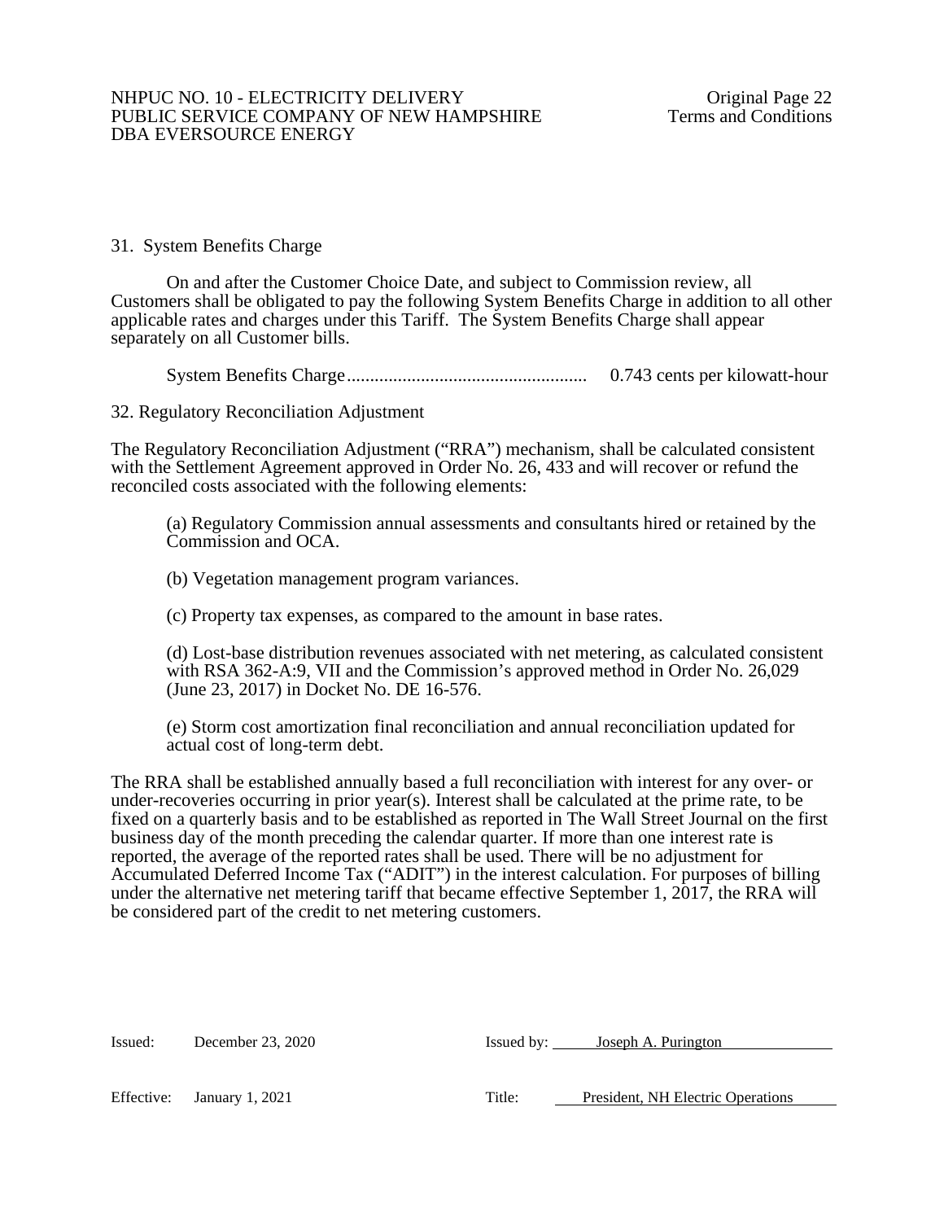## 31. System Benefits Charge

On and after the Customer Choice Date, and subject to Commission review, all Customers shall be obligated to pay the following System Benefits Charge in addition to all other applicable rates and charges under this Tariff. The System Benefits Charge shall appear separately on all Customer bills.

System Benefits Charge.................................................... 0.743 cents per kilowatt-hour

## 32. Regulatory Reconciliation Adjustment

The Regulatory Reconciliation Adjustment ("RRA") mechanism, shall be calculated consistent with the Settlement Agreement approved in Order No. 26, 433 and will recover or refund the reconciled costs associated with the following elements:

(a) Regulatory Commission annual assessments and consultants hired or retained by the Commission and OCA.

(b) Vegetation management program variances.

(c) Property tax expenses, as compared to the amount in base rates.

(d) Lost-base distribution revenues associated with net metering, as calculated consistent with RSA 362-A:9, VII and the Commission's approved method in Order No. 26,029 (June 23, 2017) in Docket No. DE 16-576.

(e) Storm cost amortization final reconciliation and annual reconciliation updated for actual cost of long-term debt.

The RRA shall be established annually based a full reconciliation with interest for any over- or under-recoveries occurring in prior year(s). Interest shall be calculated at the prime rate, to be fixed on a quarterly basis and to be established as reported in The Wall Street Journal on the first business day of the month preceding the calendar quarter. If more than one interest rate is reported, the average of the reported rates shall be used. There will be no adjustment for Accumulated Deferred Income Tax ("ADIT") in the interest calculation. For purposes of billing under the alternative net metering tariff that became effective September 1, 2017, the RRA will be considered part of the credit to net metering customers.

Issued: December 23, 2020 &nbsp;&nbsp;&nbsp;&nbsp; Issued by: Joseph A. Purington

Effective: January 1, 2021 &nbsp;&nbsp;&nbsp;&nbsp; Title: President, NH Electric Operations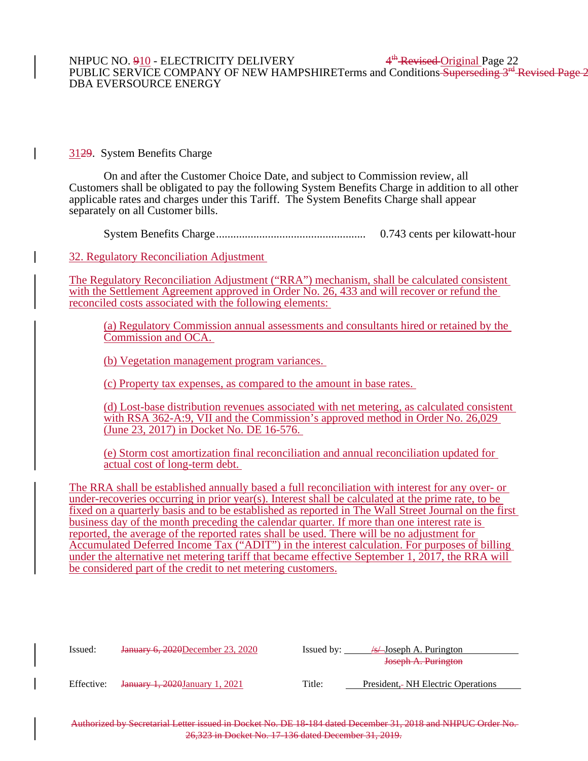3129. System Benefits Charge

On and after the Customer Choice Date, and subject to Commission review, all Customers shall be obligated to pay the following System Benefits Charge in addition to all other applicable rates and charges under this Tariff. The System Benefits Charge shall appear separately on all Customer bills.

System Benefits Charge.................................................... 0.743 cents per kilowatt-hour

32. Regulatory Reconciliation Adjustment

The Regulatory Reconciliation Adjustment ("RRA") mechanism, shall be calculated consistent with the Settlement Agreement approved in Order No. 26, 433 and will recover or refund the reconciled costs associated with the following elements:

(a) Regulatory Commission annual assessments and consultants hired or retained by the Commission and OCA.

(b) Vegetation management program variances.

(c) Property tax expenses, as compared to the amount in base rates.

(d) Lost-base distribution revenues associated with net metering, as calculated consistent with RSA 362-A:9, VII and the Commission's approved method in Order No. 26,029 (June 23, 2017) in Docket No. DE 16-576.

(e) Storm cost amortization final reconciliation and annual reconciliation updated for actual cost of long-term debt.

The RRA shall be established annually based a full reconciliation with interest for any over- or under-recoveries occurring in prior year(s). Interest shall be calculated at the prime rate, to be fixed on a quarterly basis and to be established as reported in The Wall Street Journal on the first business day of the month preceding the calendar quarter. If more than one interest rate is reported, the average of the reported rates shall be used. There will be no adjustment for Accumulated Deferred Income Tax ("ADIT") in the interest calculation. For purposes of billing under the alternative net metering tariff that became effective September 1, 2017, the RRA will be considered part of the credit to net metering customers.

| | | | |
|---|---|---|---|
| Issued: | ~~January 6, 2020~~December 23, 2020 | Issued by: | ~~/s/~~ Joseph A. Purington ~~Joseph A. Purington~~ |
| Effective: | ~~January 1, 2020~~January 1, 2021 | Title: | President, NH Electric Operations |

~~Authorized by Secretarial Letter issued in Docket No. DE 18-184 dated December 31, 2018 and NHPUC Order No. 26,323 in Docket No. 17-136 dated December 31, 2019.~~